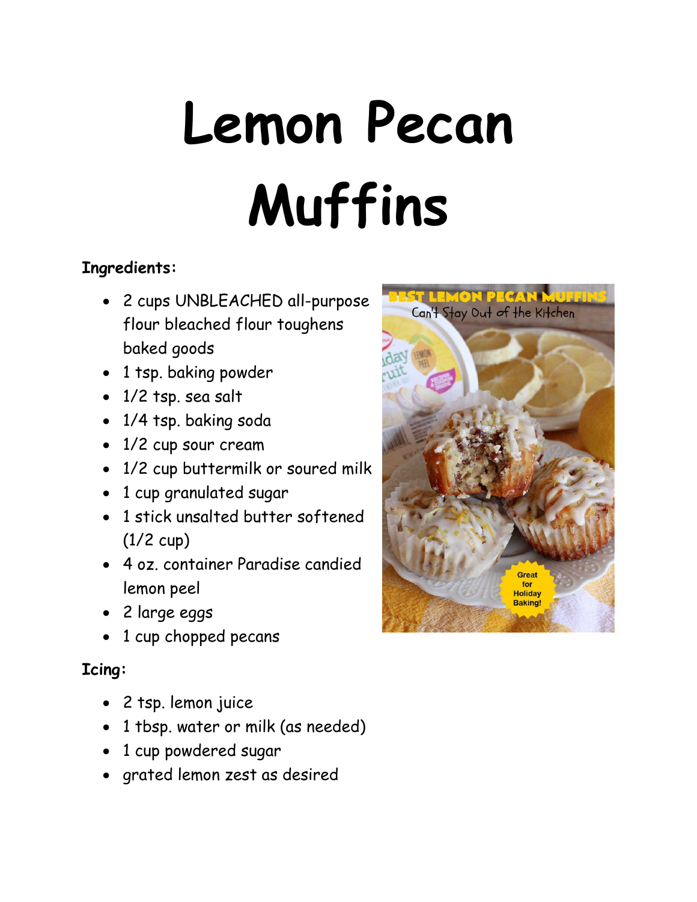# Lemon Pecan Muffins

**Ingredients:**

- 2 cups UNBLEACHED all-purpose flour bleached flour toughens baked goods
- 1 tsp. baking powder
- 1/2 tsp. sea salt
- 1/4 tsp. baking soda
- 1/2 cup sour cream
- 1/2 cup buttermilk or soured milk
- 1 cup granulated sugar
- 1 stick unsalted butter softened (1/2 cup)
- 4 oz. container Paradise candied lemon peel
- 2 large eggs
- 1 cup chopped pecans

**Icing:**

- 2 tsp. lemon juice
- 1 tbsp. water or milk (as needed)
- 1 cup powdered sugar
- grated lemon zest as desired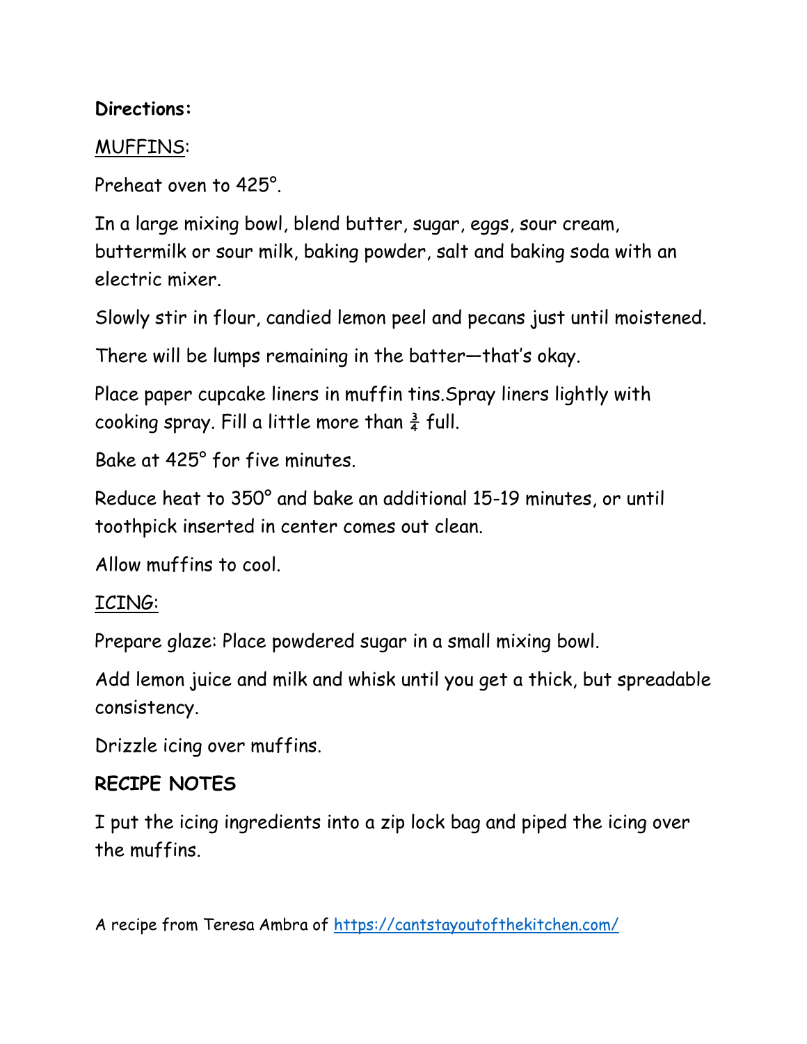**Directions:**

MUFFINS:

Preheat oven to 425°.

In a large mixing bowl, blend butter, sugar, eggs, sour cream, buttermilk or sour milk, baking powder, salt and baking soda with an electric mixer.

Slowly stir in flour, candied lemon peel and pecans just until moistened.

There will be lumps remaining in the batter—that's okay.

Place paper cupcake liners in muffin tins.Spray liners lightly with cooking spray. Fill a little more than ¾ full.

Bake at 425° for five minutes.

Reduce heat to 350° and bake an additional 15-19 minutes, or until toothpick inserted in center comes out clean.

Allow muffins to cool.

ICING:

Prepare glaze: Place powdered sugar in a small mixing bowl.

Add lemon juice and milk and whisk until you get a thick, but spreadable consistency.

Drizzle icing over muffins.

**RECIPE NOTES**

I put the icing ingredients into a zip lock bag and piped the icing over the muffins.

A recipe from Teresa Ambra of https://cantstayoutofthekitchen.com/